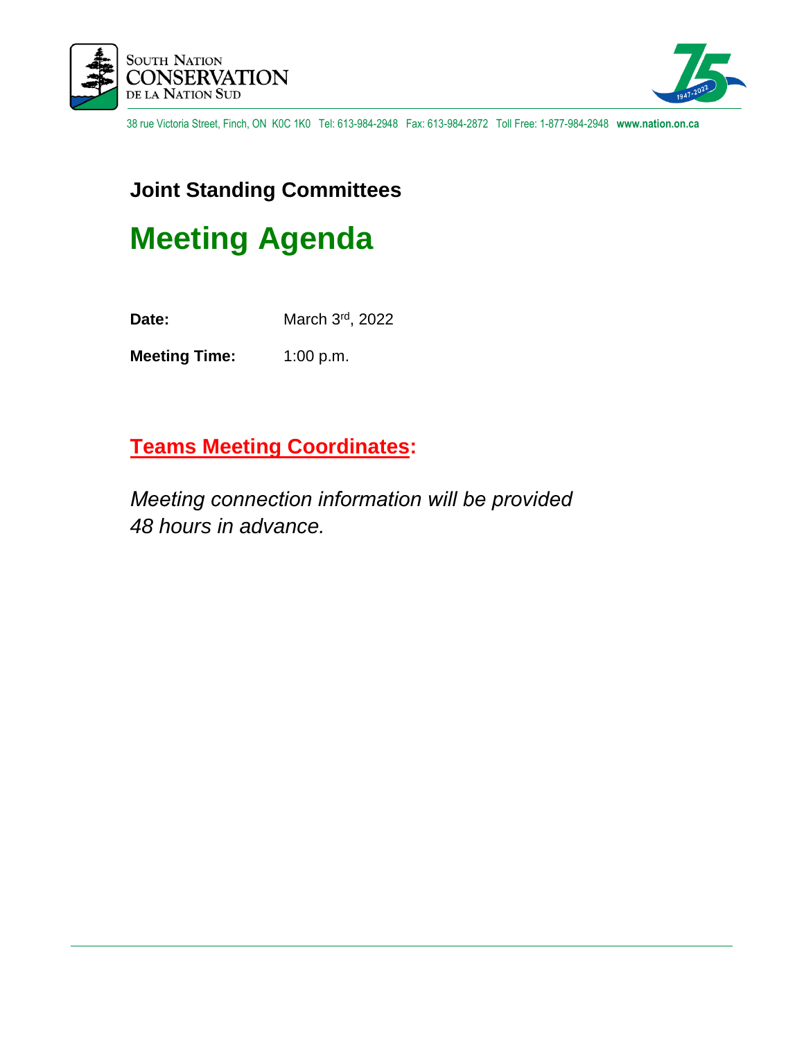South Nation Conservation
De la Nation Sud

38 rue Victoria Street, Finch, ON K0C 1K0 Tel: 613-984-2948 Fax: 613-984-2872 Toll Free: 1-877-984-2948 **www.nation.on.ca**

## Joint Standing Committees

# Meeting Agenda

**Date:** March 3rd, 2022

**Meeting Time:** 1:00 p.m.

## Teams Meeting Coordinates:

*Meeting connection information will be provided 48 hours in advance.*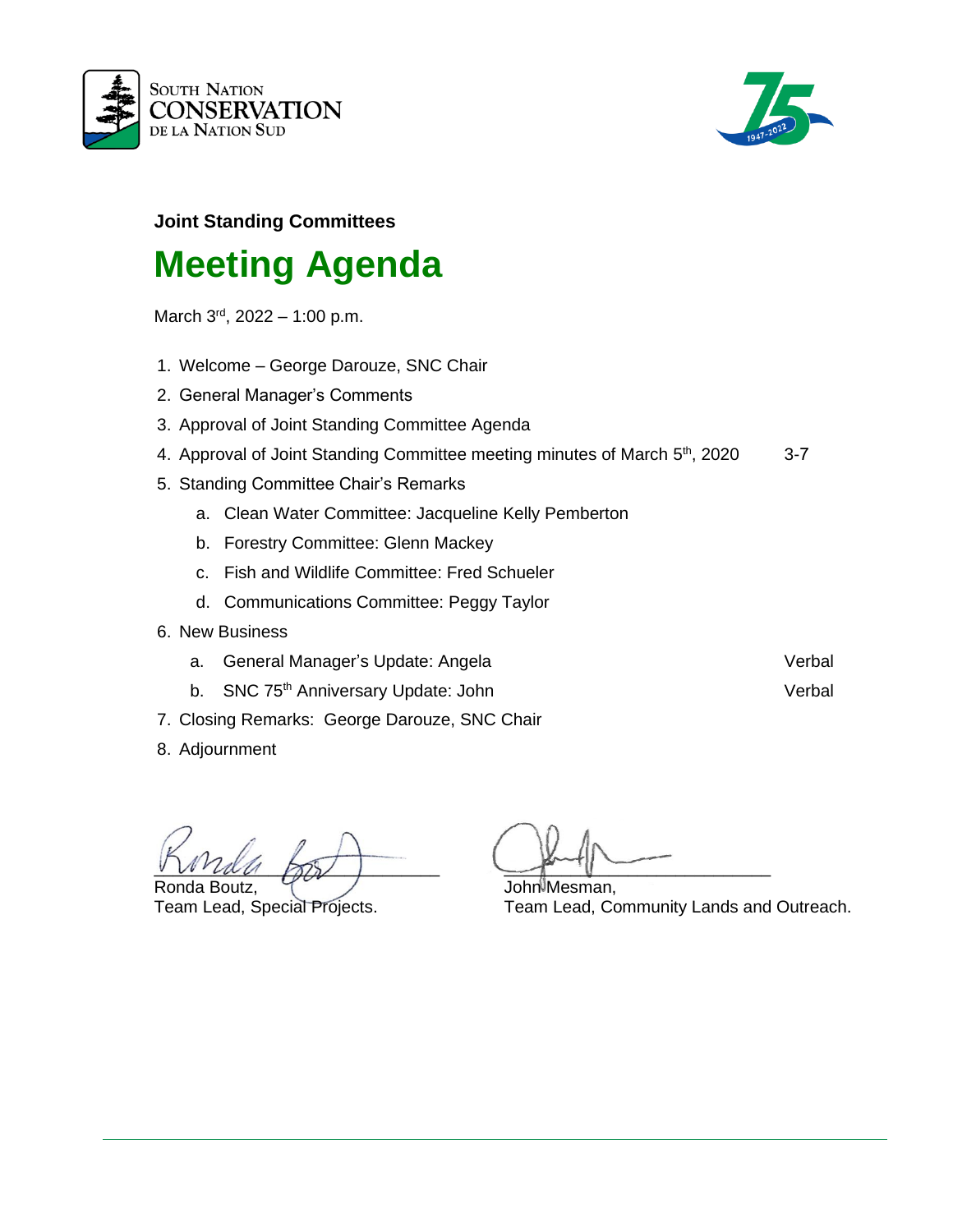**Joint Standing Committees**

# Meeting Agenda

March 3rd, 2022 – 1:00 p.m.

1. Welcome – George Darouze, SNC Chair
2. General Manager's Comments
3. Approval of Joint Standing Committee Agenda
4. Approval of Joint Standing Committee meeting minutes of March 5th, 2020 — 3-7
5. Standing Committee Chair's Remarks
   a. Clean Water Committee: Jacqueline Kelly Pemberton
   b. Forestry Committee: Glenn Mackey
   c. Fish and Wildlife Committee: Fred Schueler
   d. Communications Committee: Peggy Taylor
6. New Business
   a. General Manager's Update: Angela — Verbal
   b. SNC 75th Anniversary Update: John — Verbal
7. Closing Remarks: George Darouze, SNC Chair
8. Adjournment

Ronda Boutz,
Team Lead, Special Projects.

John Mesman,
Team Lead, Community Lands and Outreach.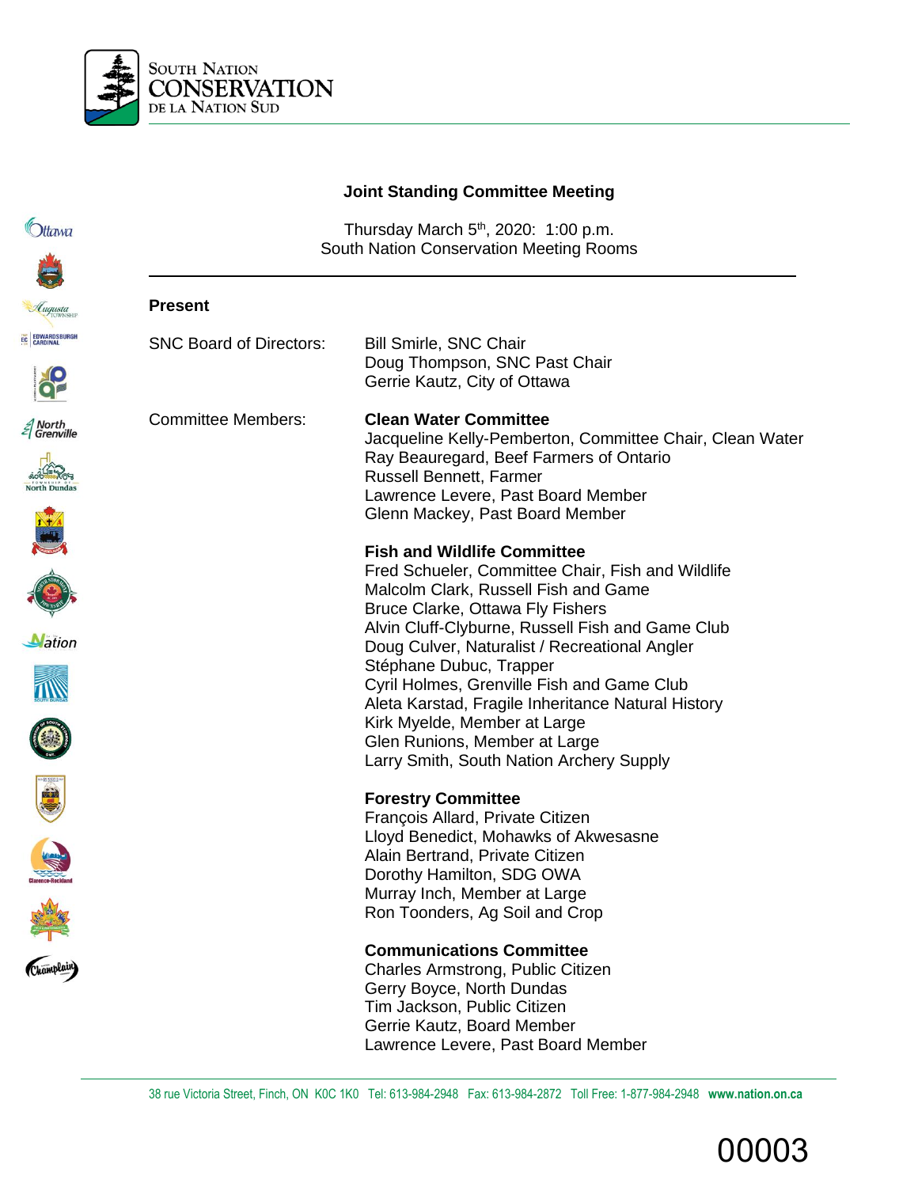# Joint Standing Committee Meeting

Thursday March 5th, 2020: 1:00 p.m.
South Nation Conservation Meeting Rooms

## Present

| | |
|---|---|
| SNC Board of Directors: | Bill Smirle, SNC Chair<br>Doug Thompson, SNC Past Chair<br>Gerrie Kautz, City of Ottawa |
| Committee Members: | **Clean Water Committee**<br>Jacqueline Kelly-Pemberton, Committee Chair, Clean Water<br>Ray Beauregard, Beef Farmers of Ontario<br>Russell Bennett, Farmer<br>Lawrence Levere, Past Board Member<br>Glenn Mackey, Past Board Member |
| | **Fish and Wildlife Committee**<br>Fred Schueler, Committee Chair, Fish and Wildlife<br>Malcolm Clark, Russell Fish and Game<br>Bruce Clarke, Ottawa Fly Fishers<br>Alvin Cluff-Clyburne, Russell Fish and Game Club<br>Doug Culver, Naturalist / Recreational Angler<br>Stéphane Dubuc, Trapper<br>Cyril Holmes, Grenville Fish and Game Club<br>Aleta Karstad, Fragile Inheritance Natural History<br>Kirk Myelde, Member at Large<br>Glen Runions, Member at Large<br>Larry Smith, South Nation Archery Supply |
| | **Forestry Committee**<br>François Allard, Private Citizen<br>Lloyd Benedict, Mohawks of Akwesasne<br>Alain Bertrand, Private Citizen<br>Dorothy Hamilton, SDG OWA<br>Murray Inch, Member at Large<br>Ron Toonders, Ag Soil and Crop |
| | **Communications Committee**<br>Charles Armstrong, Public Citizen<br>Gerry Boyce, North Dundas<br>Tim Jackson, Public Citizen<br>Gerrie Kautz, Board Member<br>Lawrence Levere, Past Board Member |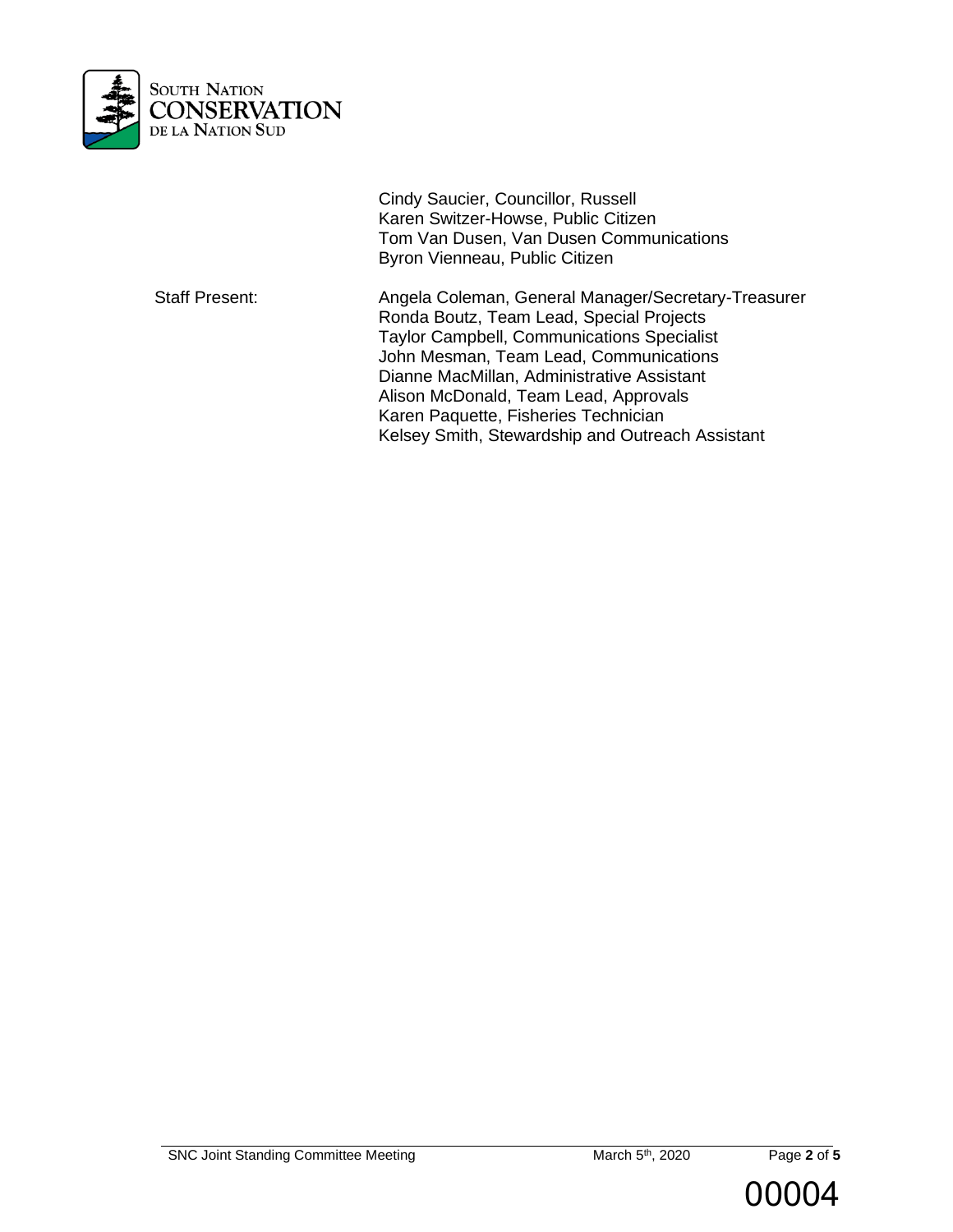Cindy Saucier, Councillor, Russell
Karen Switzer-Howse, Public Citizen
Tom Van Dusen, Van Dusen Communications
Byron Vienneau, Public Citizen

Staff Present:

Angela Coleman, General Manager/Secretary-Treasurer
Ronda Boutz, Team Lead, Special Projects
Taylor Campbell, Communications Specialist
John Mesman, Team Lead, Communications
Dianne MacMillan, Administrative Assistant
Alison McDonald, Team Lead, Approvals
Karen Paquette, Fisheries Technician
Kelsey Smith, Stewardship and Outreach Assistant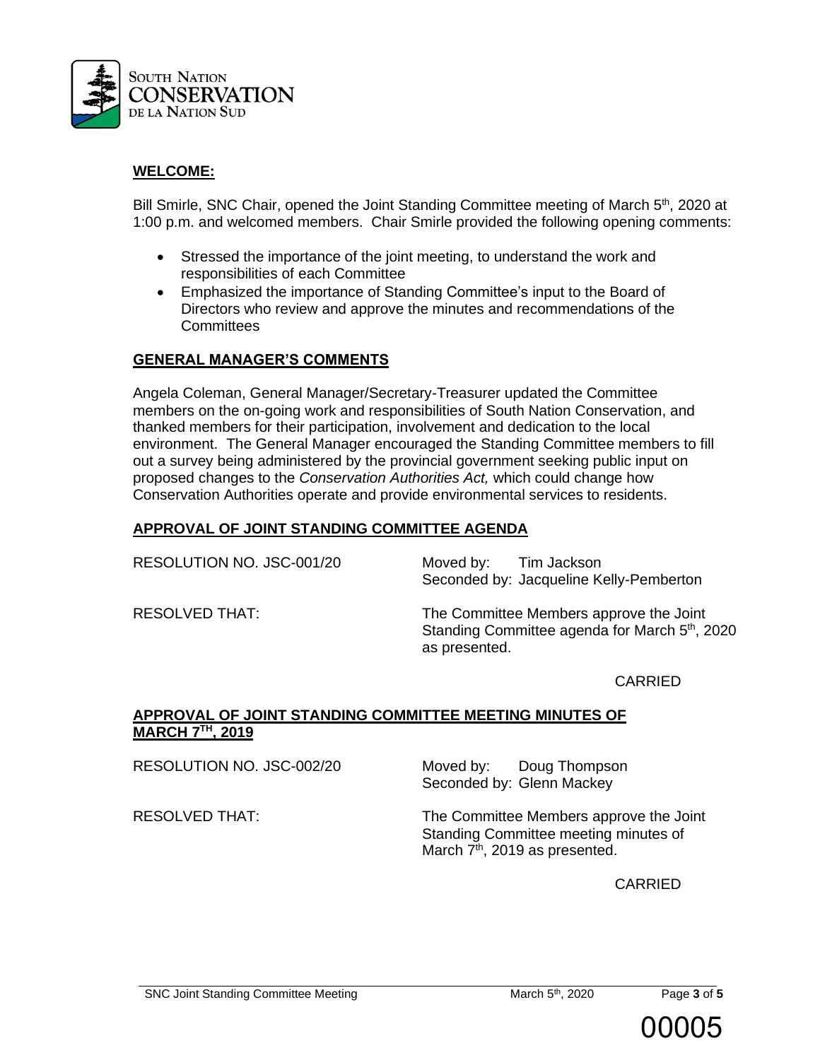## WELCOME:

Bill Smirle, SNC Chair, opened the Joint Standing Committee meeting of March 5th, 2020 at 1:00 p.m. and welcomed members. Chair Smirle provided the following opening comments:

- Stressed the importance of the joint meeting, to understand the work and responsibilities of each Committee
- Emphasized the importance of Standing Committee's input to the Board of Directors who review and approve the minutes and recommendations of the Committees

## GENERAL MANAGER'S COMMENTS

Angela Coleman, General Manager/Secretary-Treasurer updated the Committee members on the on-going work and responsibilities of South Nation Conservation, and thanked members for their participation, involvement and dedication to the local environment. The General Manager encouraged the Standing Committee members to fill out a survey being administered by the provincial government seeking public input on proposed changes to the *Conservation Authorities Act,* which could change how Conservation Authorities operate and provide environmental services to residents.

## APPROVAL OF JOINT STANDING COMMITTEE AGENDA

RESOLUTION NO. JSC-001/20

Moved by: Tim Jackson
Seconded by: Jacqueline Kelly-Pemberton

RESOLVED THAT: The Committee Members approve the Joint Standing Committee agenda for March 5th, 2020 as presented.

CARRIED

## APPROVAL OF JOINT STANDING COMMITTEE MEETING MINUTES OF MARCH 7TH, 2019

RESOLUTION NO. JSC-002/20

Moved by: Doug Thompson
Seconded by: Glenn Mackey

RESOLVED THAT: The Committee Members approve the Joint Standing Committee meeting minutes of March 7th, 2019 as presented.

CARRIED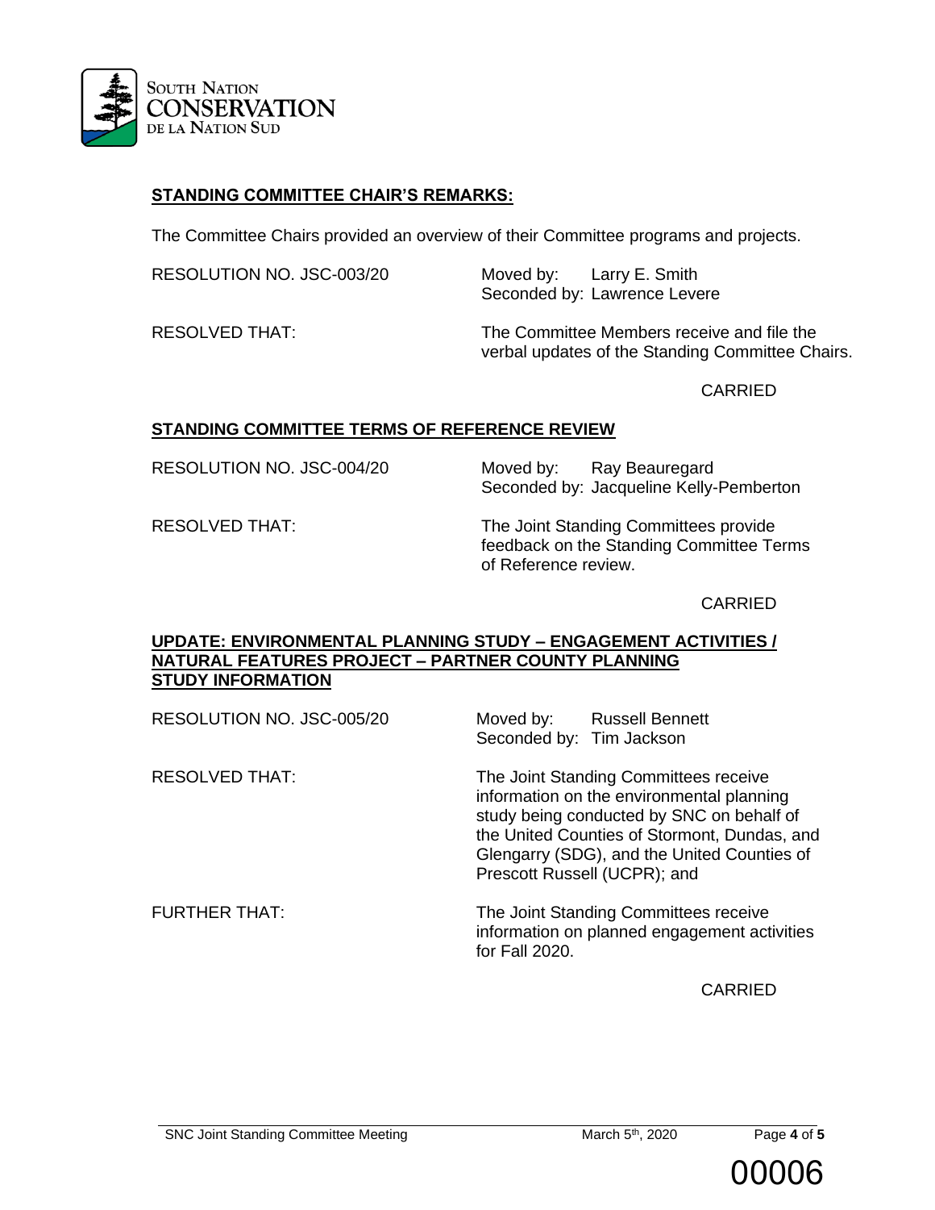## STANDING COMMITTEE CHAIR'S REMARKS:

The Committee Chairs provided an overview of their Committee programs and projects.

RESOLUTION NO. JSC-003/20 | Moved by: Larry E. Smith
Seconded by: Lawrence Levere

RESOLVED THAT: The Committee Members receive and file the verbal updates of the Standing Committee Chairs.

CARRIED

## STANDING COMMITTEE TERMS OF REFERENCE REVIEW

RESOLUTION NO. JSC-004/20 | Moved by: Ray Beauregard
Seconded by: Jacqueline Kelly-Pemberton

RESOLVED THAT: The Joint Standing Committees provide feedback on the Standing Committee Terms of Reference review.

CARRIED

## UPDATE: ENVIRONMENTAL PLANNING STUDY – ENGAGEMENT ACTIVITIES / NATURAL FEATURES PROJECT – PARTNER COUNTY PLANNING STUDY INFORMATION

RESOLUTION NO. JSC-005/20 | Moved by: Russell Bennett
Seconded by: Tim Jackson

RESOLVED THAT: The Joint Standing Committees receive information on the environmental planning study being conducted by SNC on behalf of the United Counties of Stormont, Dundas, and Glengarry (SDG), and the United Counties of Prescott Russell (UCPR); and

FURTHER THAT: The Joint Standing Committees receive information on planned engagement activities for Fall 2020.

CARRIED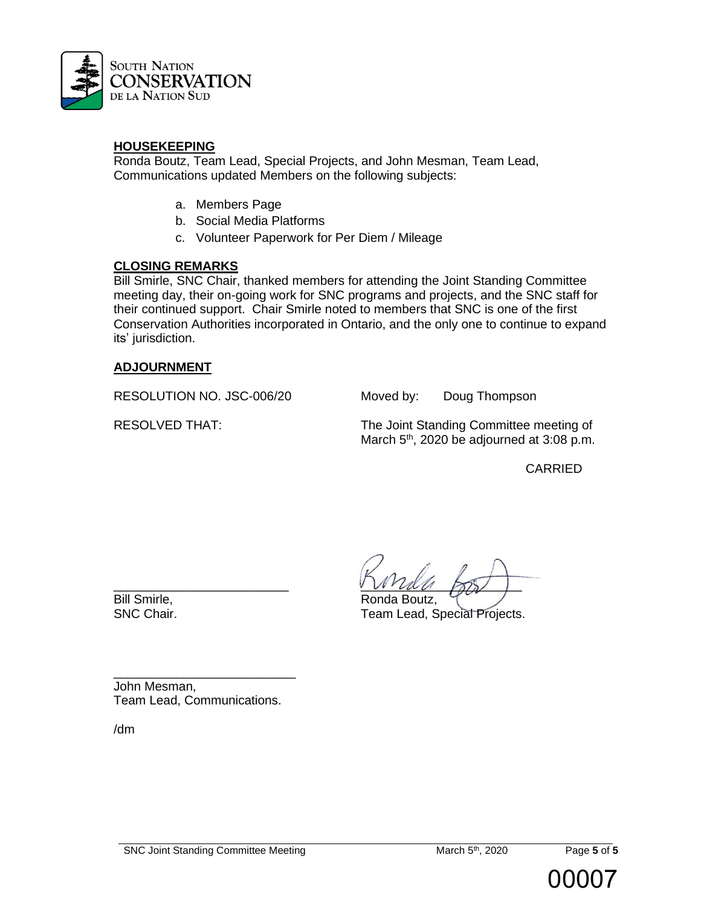**HOUSEKEEPING**

Ronda Boutz, Team Lead, Special Projects, and John Mesman, Team Lead, Communications updated Members on the following subjects:

a. Members Page
b. Social Media Platforms
c. Volunteer Paperwork for Per Diem / Mileage

**CLOSING REMARKS**

Bill Smirle, SNC Chair, thanked members for attending the Joint Standing Committee meeting day, their on-going work for SNC programs and projects, and the SNC staff for their continued support. Chair Smirle noted to members that SNC is one of the first Conservation Authorities incorporated in Ontario, and the only one to continue to expand its' jurisdiction.

**ADJOURNMENT**

RESOLUTION NO. JSC-006/20 Moved by: Doug Thompson

RESOLVED THAT: The Joint Standing Committee meeting of March 5th, 2020 be adjourned at 3:08 p.m.

CARRIED

\_\_\_\_\_\_\_\_\_\_\_\_\_\_\_\_\_\_\_\_\_\_\_\_\_
Bill Smirle,
SNC Chair.

\_\_\_\_\_\_\_\_\_\_\_\_\_\_\_\_\_\_\_\_\_\_\_\_\_
Ronda Boutz,
Team Lead, Special Projects.

\_\_\_\_\_\_\_\_\_\_\_\_\_\_\_\_\_\_\_\_\_\_\_\_\_
John Mesman,
Team Lead, Communications.

/dm

00007